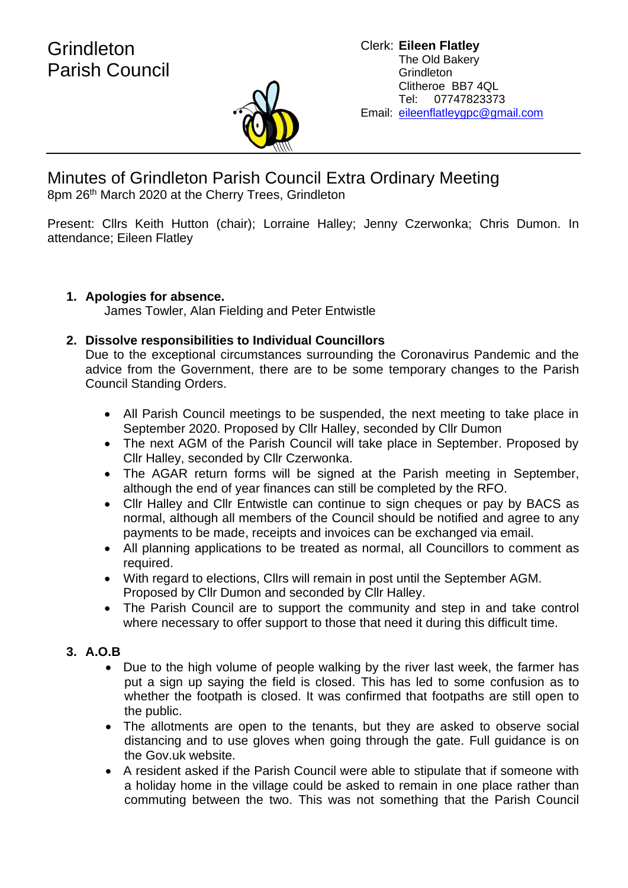# Grindleton Parish Council

Clerk: **Eileen Flatley**
The Old Bakery
Grindleton
Clitheroe BB7 4QL
Tel: 07747823373
Email: eileenflatleygpc@gmail.com

## Minutes of Grindleton Parish Council Extra Ordinary Meeting

8pm 26th March 2020 at the Cherry Trees, Grindleton

Present: Cllrs Keith Hutton (chair); Lorraine Halley; Jenny Czerwonka; Chris Dumon. In attendance; Eileen Flatley

1. **Apologies for absence.**
   James Towler, Alan Fielding and Peter Entwistle

2. **Dissolve responsibilities to Individual Councillors**
   Due to the exceptional circumstances surrounding the Coronavirus Pandemic and the advice from the Government, there are to be some temporary changes to the Parish Council Standing Orders.

   - All Parish Council meetings to be suspended, the next meeting to take place in September 2020. Proposed by Cllr Halley, seconded by Cllr Dumon
   - The next AGM of the Parish Council will take place in September. Proposed by Cllr Halley, seconded by Cllr Czerwonka.
   - The AGAR return forms will be signed at the Parish meeting in September, although the end of year finances can still be completed by the RFO.
   - Cllr Halley and Cllr Entwistle can continue to sign cheques or pay by BACS as normal, although all members of the Council should be notified and agree to any payments to be made, receipts and invoices can be exchanged via email.
   - All planning applications to be treated as normal, all Councillors to comment as required.
   - With regard to elections, Cllrs will remain in post until the September AGM. Proposed by Cllr Dumon and seconded by Cllr Halley.
   - The Parish Council are to support the community and step in and take control where necessary to offer support to those that need it during this difficult time.

3. **A.O.B**
   - Due to the high volume of people walking by the river last week, the farmer has put a sign up saying the field is closed. This has led to some confusion as to whether the footpath is closed. It was confirmed that footpaths are still open to the public.
   - The allotments are open to the tenants, but they are asked to observe social distancing and to use gloves when going through the gate. Full guidance is on the Gov.uk website.
   - A resident asked if the Parish Council were able to stipulate that if someone with a holiday home in the village could be asked to remain in one place rather than commuting between the two. This was not something that the Parish Council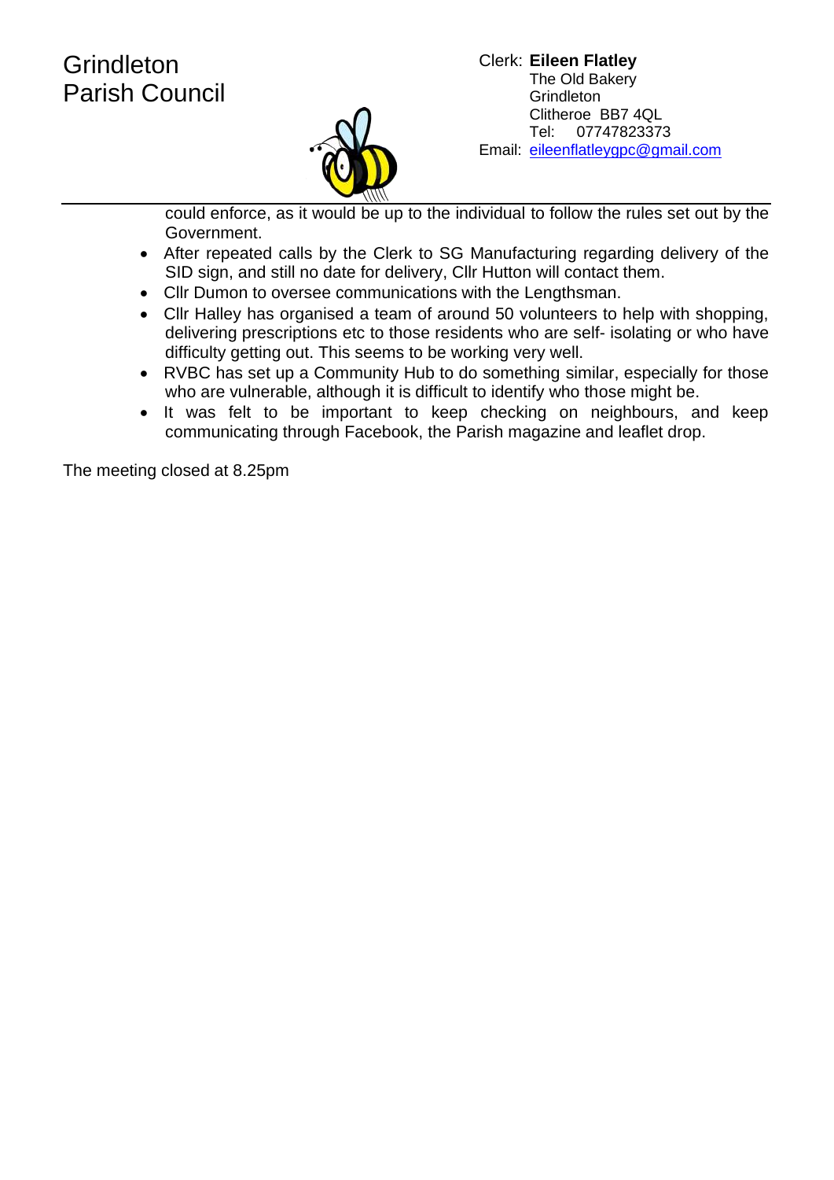Grindleton
Parish Council

Clerk: **Eileen Flatley**
The Old Bakery
Grindleton
Clitheroe BB7 4QL
Tel: 07747823373
Email: eileenflatleygpc@gmail.com

---

could enforce, as it would be up to the individual to follow the rules set out by the Government.

- After repeated calls by the Clerk to SG Manufacturing regarding delivery of the SID sign, and still no date for delivery, Cllr Hutton will contact them.
- Cllr Dumon to oversee communications with the Lengthsman.
- Cllr Halley has organised a team of around 50 volunteers to help with shopping, delivering prescriptions etc to those residents who are self- isolating or who have difficulty getting out. This seems to be working very well.
- RVBC has set up a Community Hub to do something similar, especially for those who are vulnerable, although it is difficult to identify who those might be.
- It was felt to be important to keep checking on neighbours, and keep communicating through Facebook, the Parish magazine and leaflet drop.

The meeting closed at 8.25pm